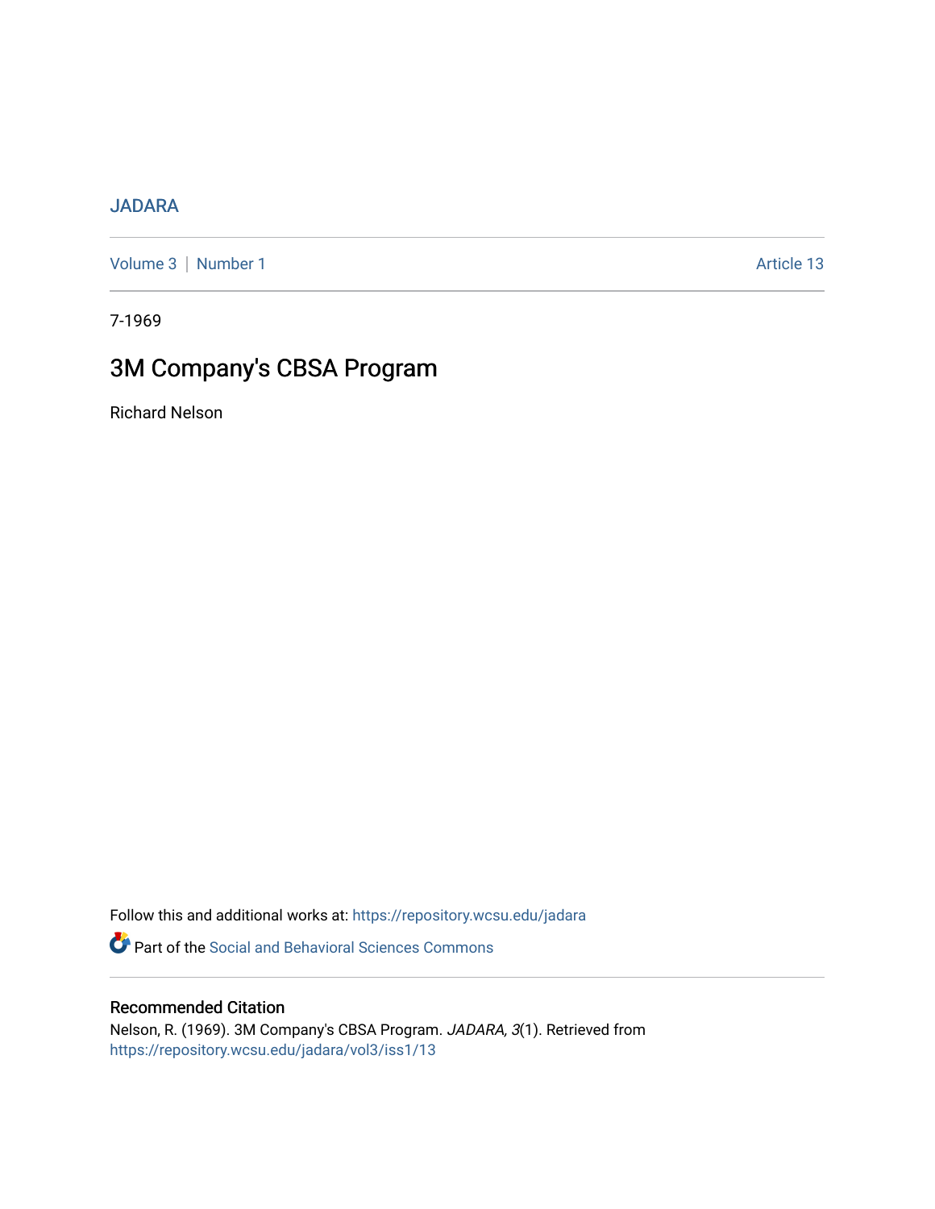JADARA

Volume 3 | Number 1 Article 13

7-1969

# 3M Company's CBSA Program

Richard Nelson

Follow this and additional works at: https://repository.wcsu.edu/jadara

Part of the Social and Behavioral Sciences Commons

## Recommended Citation

Nelson, R. (1969). 3M Company's CBSA Program. *JADARA, 3*(1). Retrieved from https://repository.wcsu.edu/jadara/vol3/iss1/13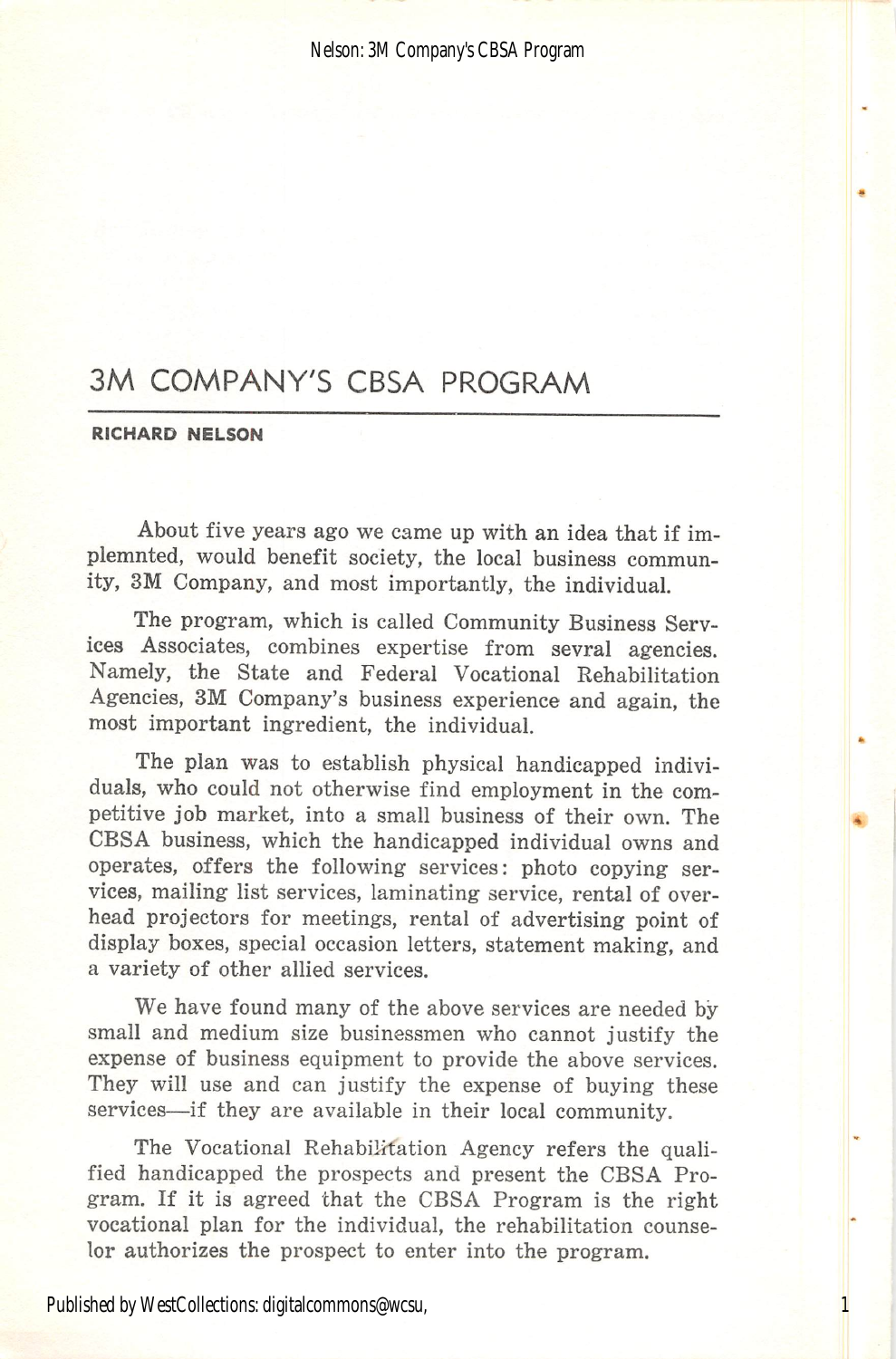# 3M COMPANY'S CBSA PROGRAM

**RICHARD NELSON**

About five years ago we came up with an idea that if implemnted, would benefit society, the local business community, 3M Company, and most importantly, the individual.

The program, which is called Community Business Services Associates, combines expertise from sevral agencies. Namely, the State and Federal Vocational Rehabilitation Agencies, 3M Company's business experience and again, the most important ingredient, the individual.

The plan was to establish physical handicapped individuals, who could not otherwise find employment in the competitive job market, into a small business of their own. The CBSA business, which the handicapped individual owns and operates, offers the following services: photo copying services, mailing list services, laminating service, rental of overhead projectors for meetings, rental of advertising point of display boxes, special occasion letters, statement making, and a variety of other allied services.

We have found many of the above services are needed by small and medium size businessmen who cannot justify the expense of business equipment to provide the above services. They will use and can justify the expense of buying these services—if they are available in their local community.

The Vocational Rehabilitation Agency refers the qualified handicapped the prospects and present the CBSA Program. If it is agreed that the CBSA Program is the right vocational plan for the individual, the rehabilitation counselor authorizes the prospect to enter into the program.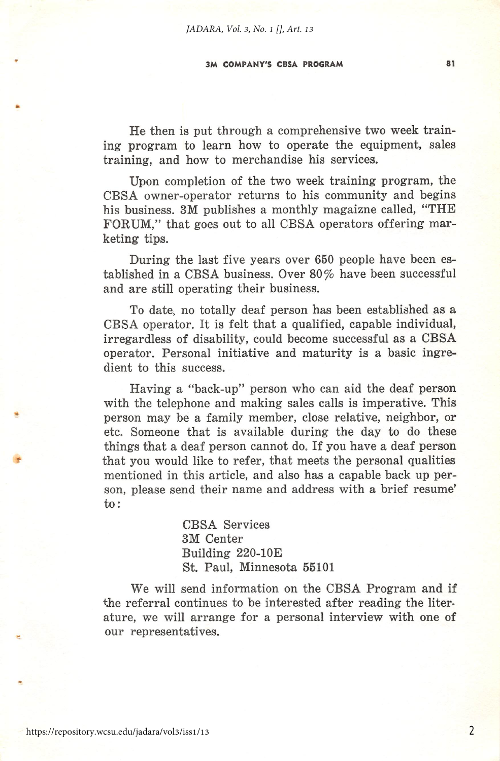He then is put through a comprehensive two week training program to learn how to operate the equipment, sales training, and how to merchandise his services.

Upon completion of the two week training program, the CBSA owner-operator returns to his community and begins his business. 3M publishes a monthly magaizne called, "THE FORUM," that goes out to all CBSA operators offering marketing tips.

During the last five years over 650 people have been established in a CBSA business. Over 80% have been successful and are still operating their business.

To date, no totally deaf person has been established as a CBSA operator. It is felt that a qualified, capable individual, irregardless of disability, could become successful as a CBSA operator. Personal initiative and maturity is a basic ingredient to this success.

Having a "back-up" person who can aid the deaf person with the telephone and making sales calls is imperative. This person may be a family member, close relative, neighbor, or etc. Someone that is available during the day to do these things that a deaf person cannot do. If you have a deaf person that you would like to refer, that meets the personal qualities mentioned in this article, and also has a capable back up person, please send their name and address with a brief resume' to:

CBSA Services
3M Center
Building 220-10E
St. Paul, Minnesota 55101

We will send information on the CBSA Program and if the referral continues to be interested after reading the literature, we will arrange for a personal interview with one of our representatives.